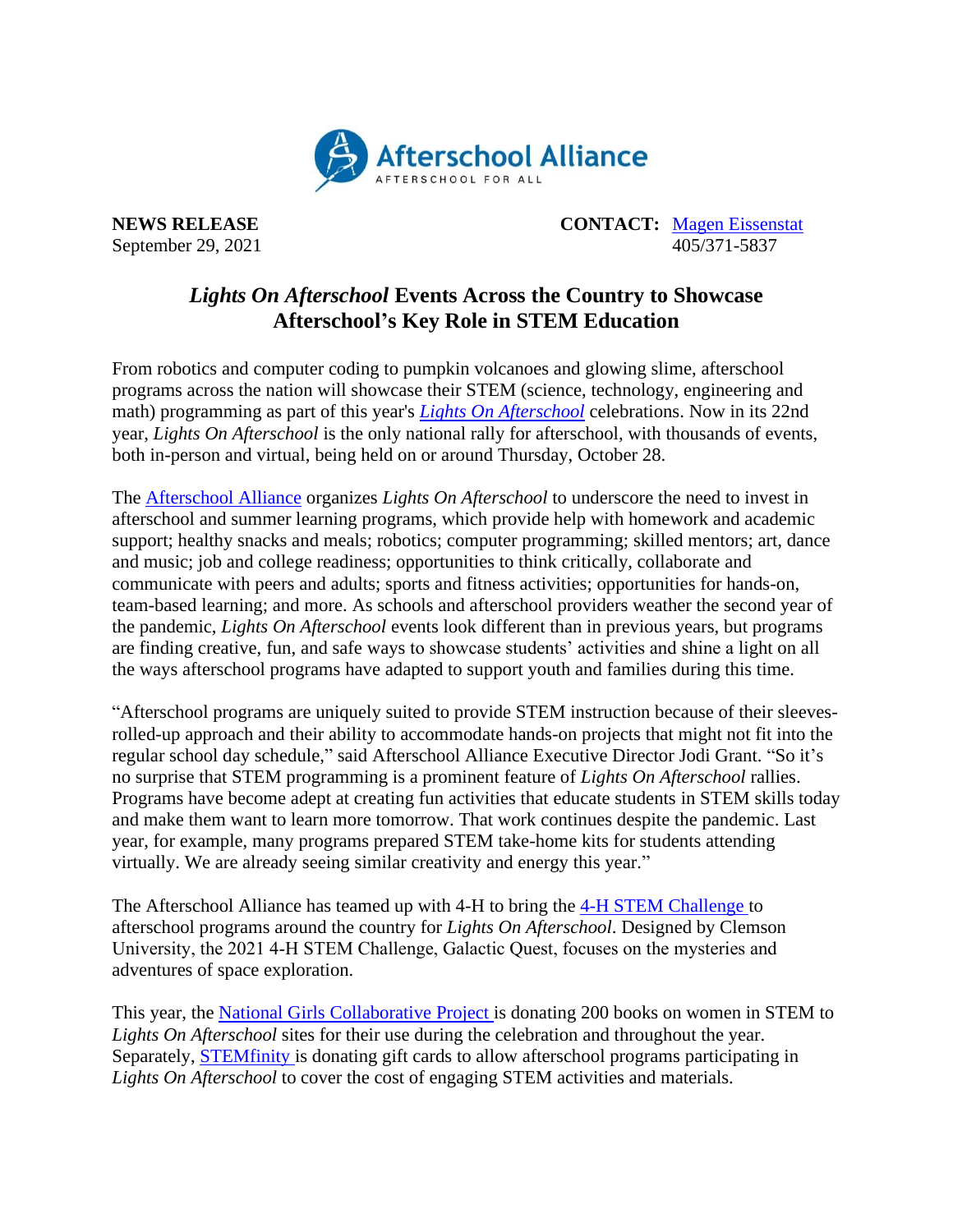Afterschool Alliance
AFTERSCHOOL FOR ALL

**NEWS RELEASE**
September 29, 2021

**CONTACT:** Magen Eissenstat
405/371-5837

# *Lights On Afterschool* Events Across the Country to Showcase Afterschool's Key Role in STEM Education

From robotics and computer coding to pumpkin volcanoes and glowing slime, afterschool programs across the nation will showcase their STEM (science, technology, engineering and math) programming as part of this year's *Lights On Afterschool* celebrations. Now in its 22nd year, *Lights On Afterschool* is the only national rally for afterschool, with thousands of events, both in-person and virtual, being held on or around Thursday, October 28.

The Afterschool Alliance organizes *Lights On Afterschool* to underscore the need to invest in afterschool and summer learning programs, which provide help with homework and academic support; healthy snacks and meals; robotics; computer programming; skilled mentors; art, dance and music; job and college readiness; opportunities to think critically, collaborate and communicate with peers and adults; sports and fitness activities; opportunities for hands-on, team-based learning; and more. As schools and afterschool providers weather the second year of the pandemic, *Lights On Afterschool* events look different than in previous years, but programs are finding creative, fun, and safe ways to showcase students' activities and shine a light on all the ways afterschool programs have adapted to support youth and families during this time.

"Afterschool programs are uniquely suited to provide STEM instruction because of their sleeves-rolled-up approach and their ability to accommodate hands-on projects that might not fit into the regular school day schedule," said Afterschool Alliance Executive Director Jodi Grant. "So it's no surprise that STEM programming is a prominent feature of *Lights On Afterschool* rallies. Programs have become adept at creating fun activities that educate students in STEM skills today and make them want to learn more tomorrow. That work continues despite the pandemic. Last year, for example, many programs prepared STEM take-home kits for students attending virtually. We are already seeing similar creativity and energy this year."

The Afterschool Alliance has teamed up with 4-H to bring the 4-H STEM Challenge to afterschool programs around the country for *Lights On Afterschool*. Designed by Clemson University, the 2021 4-H STEM Challenge, Galactic Quest, focuses on the mysteries and adventures of space exploration.

This year, the National Girls Collaborative Project is donating 200 books on women in STEM to *Lights On Afterschool* sites for their use during the celebration and throughout the year. Separately, STEMfinity is donating gift cards to allow afterschool programs participating in *Lights On Afterschool* to cover the cost of engaging STEM activities and materials.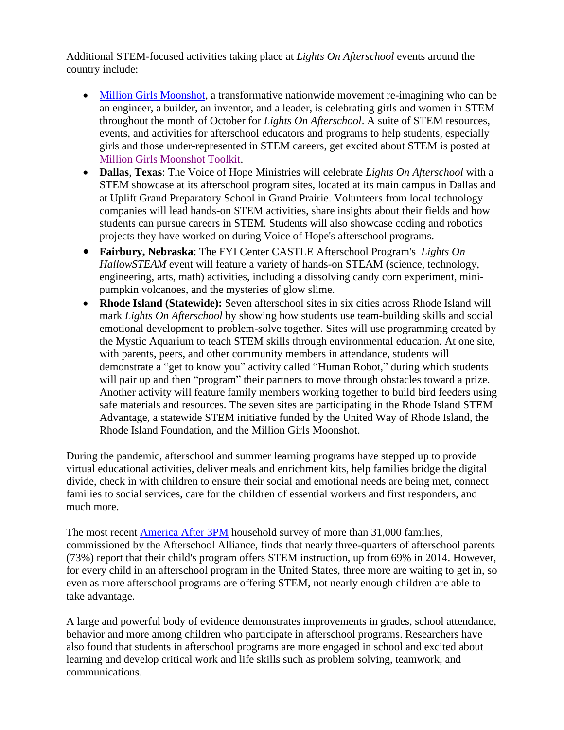Additional STEM-focused activities taking place at *Lights On Afterschool* events around the country include:

- [Million Girls Moonshot](), a transformative nationwide movement re-imagining who can be an engineer, a builder, an inventor, and a leader, is celebrating girls and women in STEM throughout the month of October for *Lights On Afterschool*. A suite of STEM resources, events, and activities for afterschool educators and programs to help students, especially girls and those under-represented in STEM careers, get excited about STEM is posted at [Million Girls Moonshot Toolkit]().
- **Dallas**, **Texas**: The Voice of Hope Ministries will celebrate *Lights On Afterschool* with a STEM showcase at its afterschool program sites, located at its main campus in Dallas and at Uplift Grand Preparatory School in Grand Prairie. Volunteers from local technology companies will lead hands-on STEM activities, share insights about their fields and how students can pursue careers in STEM. Students will also showcase coding and robotics projects they have worked on during Voice of Hope's afterschool programs.
- **Fairbury, Nebraska**: The FYI Center CASTLE Afterschool Program's *Lights On HallowSTEAM* event will feature a variety of hands-on STEAM (science, technology, engineering, arts, math) activities, including a dissolving candy corn experiment, mini-pumpkin volcanoes, and the mysteries of glow slime.
- **Rhode Island (Statewide):** Seven afterschool sites in six cities across Rhode Island will mark *Lights On Afterschool* by showing how students use team-building skills and social emotional development to problem-solve together. Sites will use programming created by the Mystic Aquarium to teach STEM skills through environmental education. At one site, with parents, peers, and other community members in attendance, students will demonstrate a "get to know you" activity called "Human Robot," during which students will pair up and then "program" their partners to move through obstacles toward a prize. Another activity will feature family members working together to build bird feeders using safe materials and resources. The seven sites are participating in the Rhode Island STEM Advantage, a statewide STEM initiative funded by the United Way of Rhode Island, the Rhode Island Foundation, and the Million Girls Moonshot.

During the pandemic, afterschool and summer learning programs have stepped up to provide virtual educational activities, deliver meals and enrichment kits, help families bridge the digital divide, check in with children to ensure their social and emotional needs are being met, connect families to social services, care for the children of essential workers and first responders, and much more.

The most recent [America After 3PM]() household survey of more than 31,000 families, commissioned by the Afterschool Alliance, finds that nearly three-quarters of afterschool parents (73%) report that their child's program offers STEM instruction, up from 69% in 2014. However, for every child in an afterschool program in the United States, three more are waiting to get in, so even as more afterschool programs are offering STEM, not nearly enough children are able to take advantage.

A large and powerful body of evidence demonstrates improvements in grades, school attendance, behavior and more among children who participate in afterschool programs. Researchers have also found that students in afterschool programs are more engaged in school and excited about learning and develop critical work and life skills such as problem solving, teamwork, and communications.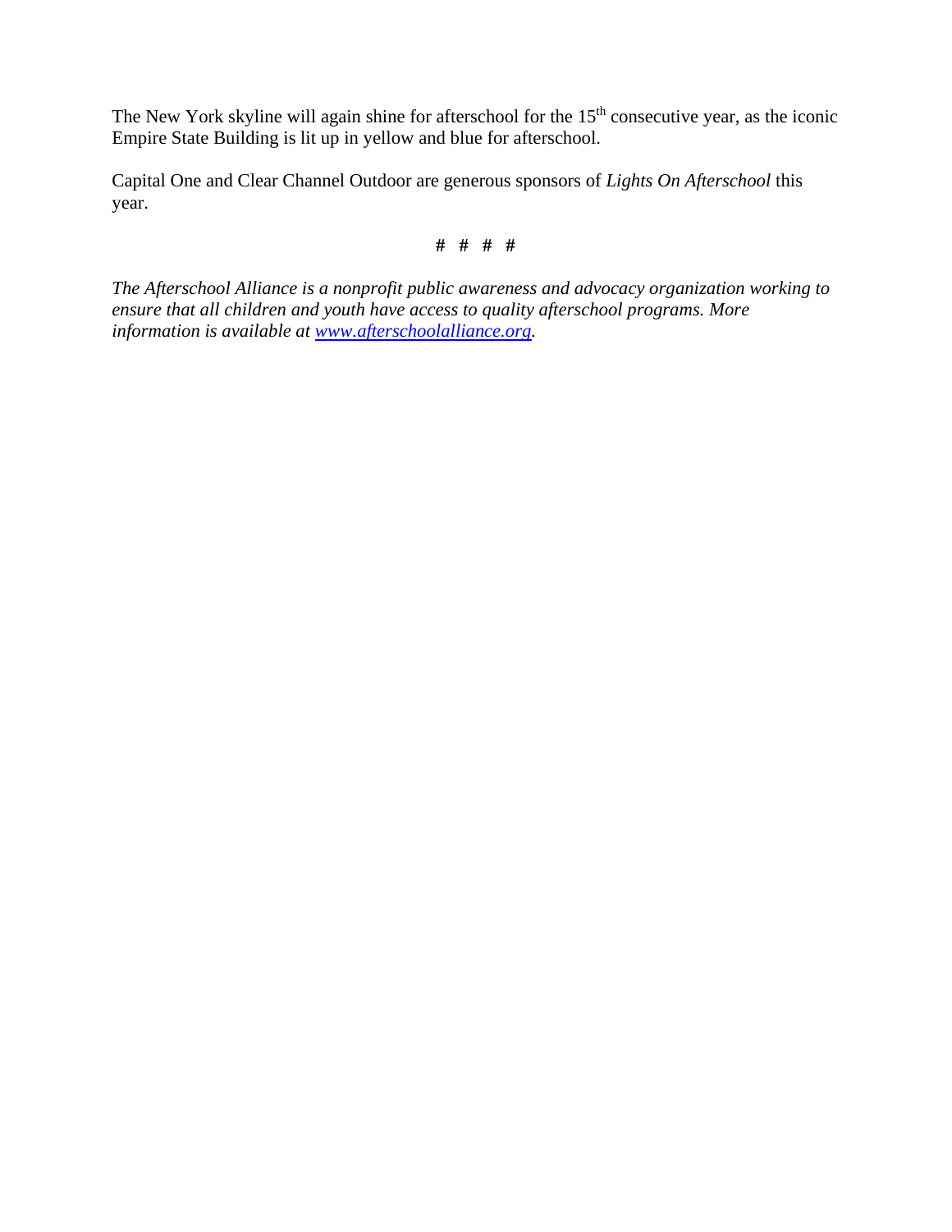The New York skyline will again shine for afterschool for the 15th consecutive year, as the iconic Empire State Building is lit up in yellow and blue for afterschool.

Capital One and Clear Channel Outdoor are generous sponsors of *Lights On Afterschool* this year.

# # # #

*The Afterschool Alliance is a nonprofit public awareness and advocacy organization working to ensure that all children and youth have access to quality afterschool programs. More information is available at [www.afterschoolalliance.org](http://www.afterschoolalliance.org).*